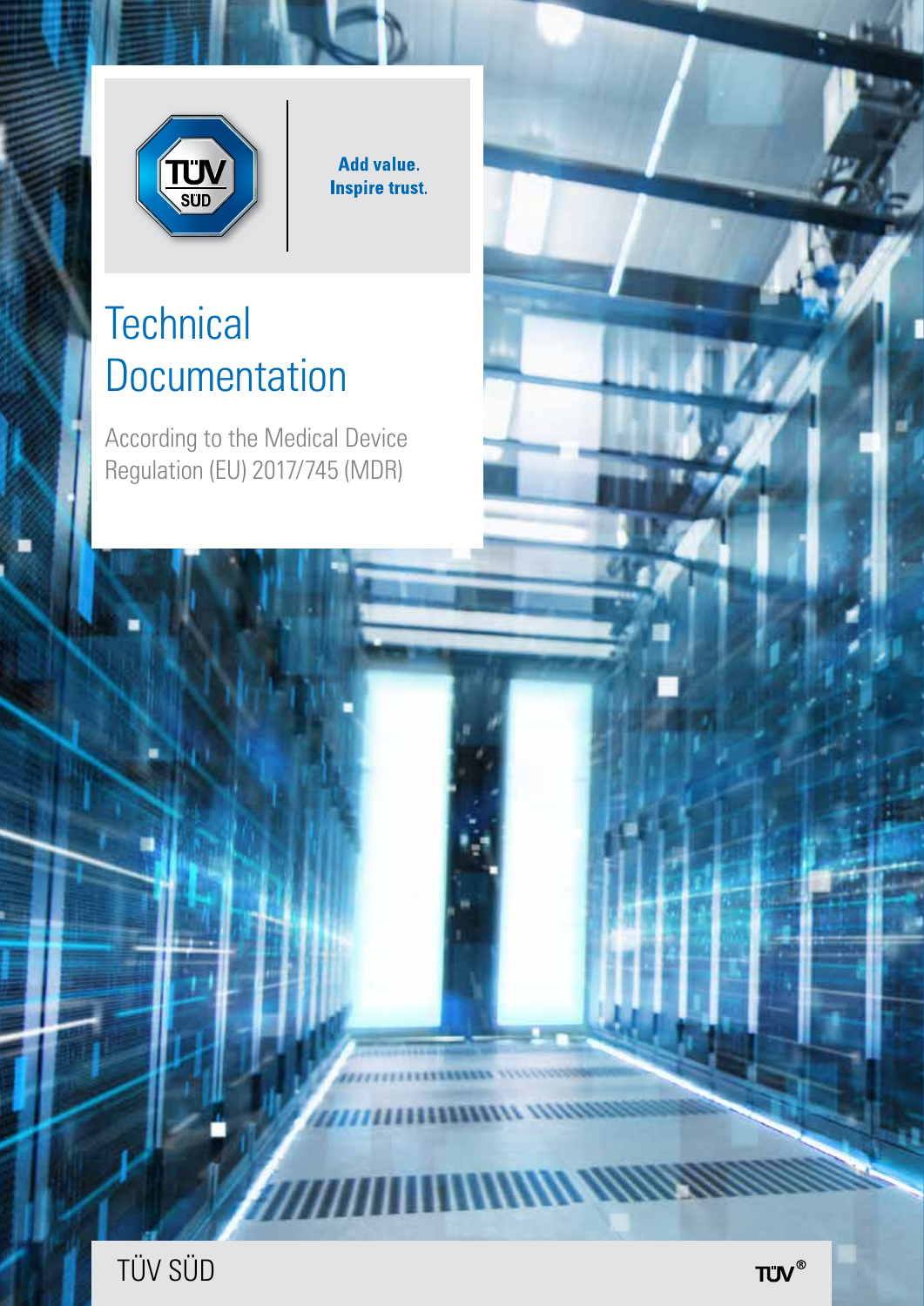Add value.
Inspire trust.

# Technical Documentation

According to the Medical Device Regulation (EU) 2017/745 (MDR)

TÜV SÜD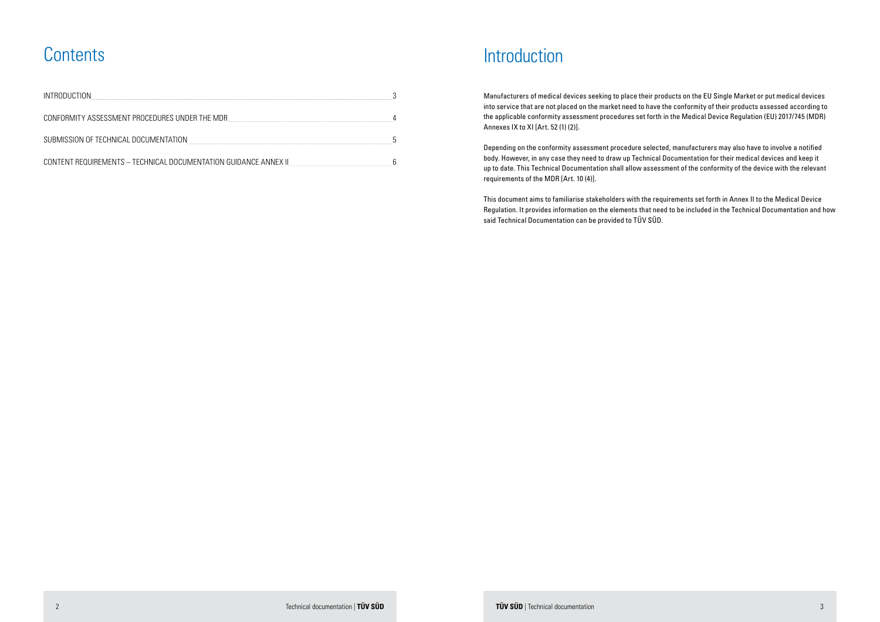# Contents

| | |
|---|---|
| INTRODUCTION | 3 |
| CONFORMITY ASSESSMENT PROCEDURES UNDER THE MDR | 4 |
| SUBMISSION OF TECHNICAL DOCUMENTATION | 5 |
| CONTENT REQUIREMENTS – TECHNICAL DOCUMENTATION GUIDANCE ANNEX II | 6 |

# Introduction

Manufacturers of medical devices seeking to place their products on the EU Single Market or put medical devices into service that are not placed on the market need to have the conformity of their products assessed according to the applicable conformity assessment procedures set forth in the Medical Device Regulation (EU) 2017/745 (MDR) Annexes IX to XI [Art. 52 (1) (2)].

Depending on the conformity assessment procedure selected, manufacturers may also have to involve a notified body. However, in any case they need to draw up Technical Documentation for their medical devices and keep it up to date. This Technical Documentation shall allow assessment of the conformity of the device with the relevant requirements of the MDR [Art. 10 (4)].

This document aims to familiarise stakeholders with the requirements set forth in Annex II to the Medical Device Regulation. It provides information on the elements that need to be included in the Technical Documentation and how said Technical Documentation can be provided to TÜV SÜD.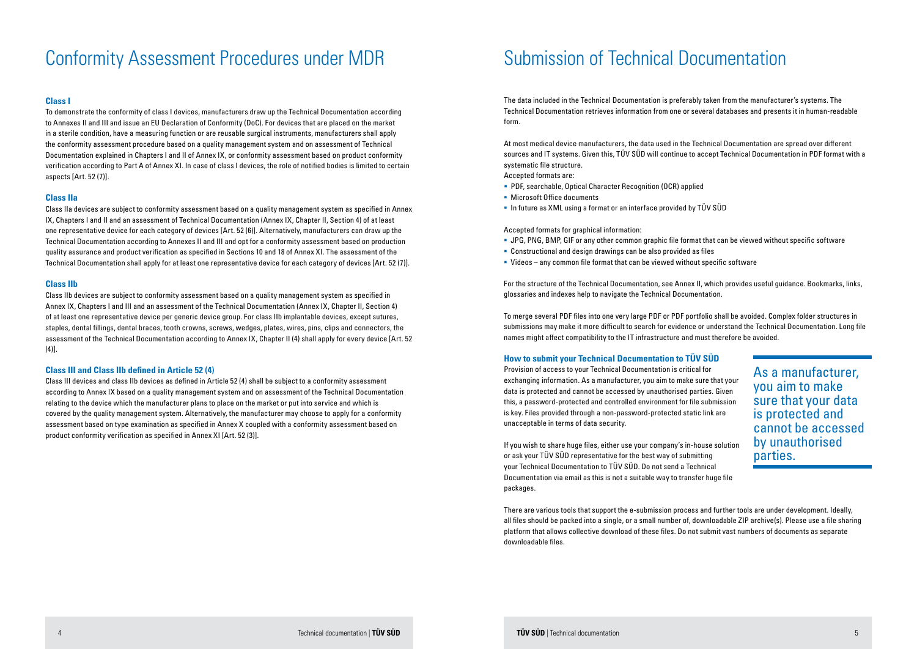# Conformity Assessment Procedures under MDR

### Class I

To demonstrate the conformity of class I devices, manufacturers draw up the Technical Documentation according to Annexes II and III and issue an EU Declaration of Conformity (DoC). For devices that are placed on the market in a sterile condition, have a measuring function or are reusable surgical instruments, manufacturers shall apply the conformity assessment procedure based on a quality management system and on assessment of Technical Documentation explained in Chapters I and II of Annex IX, or conformity assessment based on product conformity verification according to Part A of Annex XI. In case of class I devices, the role of notified bodies is limited to certain aspects [Art. 52 (7)].

### Class IIa

Class IIa devices are subject to conformity assessment based on a quality management system as specified in Annex IX, Chapters I and II and an assessment of Technical Documentation (Annex IX, Chapter II, Section 4) of at least one representative device for each category of devices [Art. 52 (6)]. Alternatively, manufacturers can draw up the Technical Documentation according to Annexes II and III and opt for a conformity assessment based on production quality assurance and product verification as specified in Sections 10 and 18 of Annex XI. The assessment of the Technical Documentation shall apply for at least one representative device for each category of devices [Art. 52 (7)].

### Class IIb

Class IIb devices are subject to conformity assessment based on a quality management system as specified in Annex IX, Chapters I and III and an assessment of the Technical Documentation (Annex IX, Chapter II, Section 4) of at least one representative device per generic device group. For class IIb implantable devices, except sutures, staples, dental fillings, dental braces, tooth crowns, screws, wedges, plates, wires, pins, clips and connectors, the assessment of the Technical Documentation according to Annex IX, Chapter II (4) shall apply for every device [Art. 52 (4)].

### Class III and Class IIb defined in Article 52 (4)

Class III devices and class IIb devices as defined in Article 52 (4) shall be subject to a conformity assessment according to Annex IX based on a quality management system and on assessment of the Technical Documentation relating to the device which the manufacturer plans to place on the market or put into service and which is covered by the quality management system. Alternatively, the manufacturer may choose to apply for a conformity assessment based on type examination as specified in Annex X coupled with a conformity assessment based on product conformity verification as specified in Annex XI [Art. 52 (3)].

# Submission of Technical Documentation

The data included in the Technical Documentation is preferably taken from the manufacturer's systems. The Technical Documentation retrieves information from one or several databases and presents it in human-readable form.

At most medical device manufacturers, the data used in the Technical Documentation are spread over different sources and IT systems. Given this, TÜV SÜD will continue to accept Technical Documentation in PDF format with a systematic file structure.

Accepted formats are:

- PDF, searchable, Optical Character Recognition (OCR) applied
- Microsoft Office documents
- In future as XML using a format or an interface provided by TÜV SÜD

Accepted formats for graphical information:

- JPG, PNG, BMP, GIF or any other common graphic file format that can be viewed without specific software
- Constructional and design drawings can be also provided as files
- Videos – any common file format that can be viewed without specific software

For the structure of the Technical Documentation, see Annex II, which provides useful guidance. Bookmarks, links, glossaries and indexes help to navigate the Technical Documentation.

To merge several PDF files into one very large PDF or PDF portfolio shall be avoided. Complex folder structures in submissions may make it more difficult to search for evidence or understand the Technical Documentation. Long file names might affect compatibility to the IT infrastructure and must therefore be avoided.

### How to submit your Technical Documentation to TÜV SÜD

Provision of access to your Technical Documentation is critical for exchanging information. As a manufacturer, you aim to make sure that your data is protected and cannot be accessed by unauthorised parties. Given this, a password-protected and controlled environment for file submission is key. Files provided through a non-password-protected static link are unacceptable in terms of data security.

> As a manufacturer, you aim to make sure that your data is protected and cannot be accessed by unauthorised parties.

If you wish to share huge files, either use your company's in-house solution or ask your TÜV SÜD representative for the best way of submitting your Technical Documentation to TÜV SÜD. Do not send a Technical Documentation via email as this is not a suitable way to transfer huge file packages.

There are various tools that support the e-submission process and further tools are under development. Ideally, all files should be packed into a single, or a small number of, downloadable ZIP archive(s). Please use a file sharing platform that allows collective download of these files. Do not submit vast numbers of documents as separate downloadable files.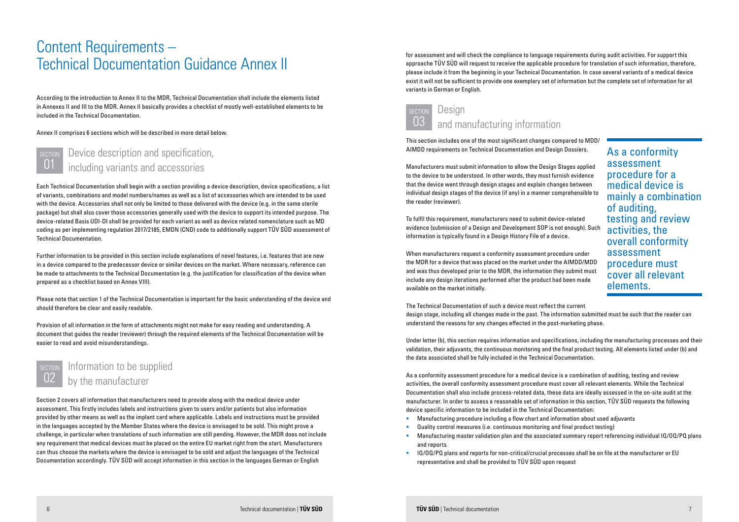# Content Requirements – Technical Documentation Guidance Annex II

According to the introduction to Annex II to the MDR, Technical Documentation shall include the elements listed in Annexes II and III to the MDR. Annex II basically provides a checklist of mostly well-established elements to be included in the Technical Documentation.

Annex II comprises 6 sections which will be described in more detail below.

## SECTION 01 Device description and specification, including variants and accessories

Each Technical Documentation shall begin with a section providing a device description, device specifications, a list of variants, combinations and model numbers/names as well as a list of accessories which are intended to be used with the device. Accessories shall not only be limited to those delivered with the device (e.g. in the same sterile package) but shall also cover those accessories generally used with the device to support its intended purpose. The device-related Basis UDI-DI shall be provided for each variant as well as device related nomenclature such as MD coding as per implementing regulation 2017/2185, EMDN (CND) code to additionally support TÜV SÜD assessment of Technical Documentation.

Further information to be provided in this section include explanations of novel features, i.e. features that are new in a device compared to the predecessor device or similar devices on the market. Where necessary, reference can be made to attachments to the Technical Documentation (e.g. the justification for classification of the device when prepared as a checklist based on Annex VIII).

Please note that section 1 of the Technical Documentation is important for the basic understanding of the device and should therefore be clear and easily readable.

Provision of all information in the form of attachments might not make for easy reading and understanding. A document that guides the reader (reviewer) through the required elements of the Technical Documentation will be easier to read and avoid misunderstandings.

## SECTION 02 Information to be supplied by the manufacturer

Section 2 covers all information that manufacturers need to provide along with the medical device under assessment. This firstly includes labels and instructions given to users and/or patients but also information provided by other means as well as the implant card where applicable. Labels and instructions must be provided in the languages accepted by the Member States where the device is envisaged to be sold. This might prove a challenge, in particular when translations of such information are still pending. However, the MDR does not include any requirement that medical devices must be placed on the entire EU market right from the start. Manufacturers can thus choose the markets where the device is envisaged to be sold and adjust the languages of the Technical Documentation accordingly. TÜV SÜD will accept information in this section in the languages German or English for assessment and will check the compliance to language requirements during audit activities. For support this approache TÜV SÜD will request to receive the applicable procedure for translation of such information, therefore, please include it from the beginning in your Technical Documentation. In case several variants of a medical device exist it will not be sufficient to provide one exemplary set of information but the complete set of information for all variants in German or English.

## SECTION 03 Design and manufacturing information

This section includes one of the most significant changes compared to MDD/AIMDD requirements on Technical Documentation and Design Dossiers.

Manufacturers must submit information to allow the Design Stages applied to the device to be understood. In other words, they must furnish evidence that the device went through design stages and explain changes between individual design stages of the device (if any) in a manner comprehensible to the reader (reviewer).

To fulfil this requirement, manufacturers need to submit device-related evidence (submission of a Design and Development SOP is not enough). Such information is typically found in a Design History File of a device.

When manufacturers request a conformity assessment procedure under the MDR for a device that was placed on the market under the AIMDD/MDD and was thus developed prior to the MDR, the information they submit must include any design iterations performed after the product had been made available on the market initially.

The Technical Documentation of such a device must reflect the current design stage, including all changes made in the past. The information submitted must be such that the reader can understand the reasons for any changes effected in the post-marketing phase.

Under letter (b), this section requires information and specifications, including the manufacturing processes and their validation, their adjuvants, the continuous monitoring and the final product testing. All elements listed under (b) and the data associated shall be fully included in the Technical Documentation.

As a conformity assessment procedure for a medical device is a combination of auditing, testing and review activities, the overall conformity assessment procedure must cover all relevant elements. While the Technical Documentation shall also include process-related data, these data are ideally assessed in the on-site audit at the manufacturer. In order to assess a reasonable set of information in this section, TÜV SÜD requests the following device specific information to be included in the Technical Documentation:

- Manufacturing procedure including a flow chart and information about used adjuvants
- Quality control measures (i.e. continuous monitoring and final product testing)
- Manufacturing master validation plan and the associated summary report referencing individual IQ/OQ/PQ plans and reports
- IQ/OQ/PQ plans and reports for non-critical/crucial processes shall be on file at the manufacturer or EU representative and shall be provided to TÜV SÜD upon request

> As a conformity assessment procedure for a medical device is mainly a combination of auditing, testing and review activities, the overall conformity assessment procedure must cover all relevant elements.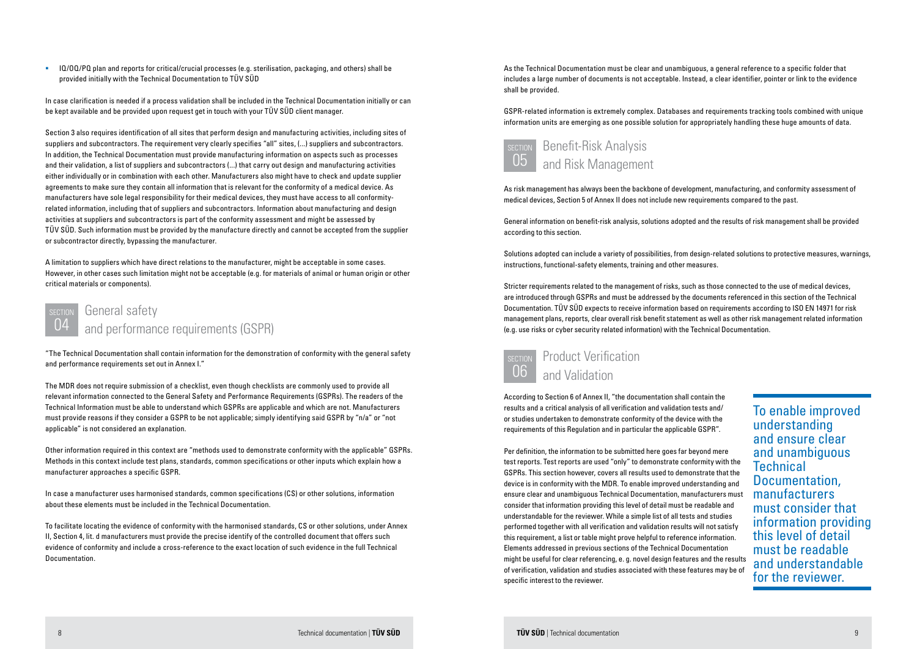- IQ/OQ/PQ plan and reports for critical/crucial processes (e.g. sterilisation, packaging, and others) shall be provided initially with the Technical Documentation to TÜV SÜD

In case clarification is needed if a process validation shall be included in the Technical Documentation initially or can be kept available and be provided upon request get in touch with your TÜV SÜD client manager.

Section 3 also requires identification of all sites that perform design and manufacturing activities, including sites of suppliers and subcontractors. The requirement very clearly specifies "all" sites, (...) suppliers and subcontractors. In addition, the Technical Documentation must provide manufacturing information on aspects such as processes and their validation, a list of suppliers and subcontractors (...) that carry out design and manufacturing activities either individually or in combination with each other. Manufacturers also might have to check and update supplier agreements to make sure they contain all information that is relevant for the conformity of a medical device. As manufacturers have sole legal responsibility for their medical devices, they must have access to all conformity-related information, including that of suppliers and subcontractors. Information about manufacturing and design activities at suppliers and subcontractors is part of the conformity assessment and might be assessed by TÜV SÜD. Such information must be provided by the manufacture directly and cannot be accepted from the supplier or subcontractor directly, bypassing the manufacturer.

A limitation to suppliers which have direct relations to the manufacturer, might be acceptable in some cases. However, in other cases such limitation might not be acceptable (e.g. for materials of animal or human origin or other critical materials or components).

## SECTION 04 General safety and performance requirements (GSPR)

"The Technical Documentation shall contain information for the demonstration of conformity with the general safety and performance requirements set out in Annex I."

The MDR does not require submission of a checklist, even though checklists are commonly used to provide all relevant information connected to the General Safety and Performance Requirements (GSPRs). The readers of the Technical Information must be able to understand which GSPRs are applicable and which are not. Manufacturers must provide reasons if they consider a GSPR to be not applicable; simply identifying said GSPR by "n/a" or "not applicable" is not considered an explanation.

Other information required in this context are "methods used to demonstrate conformity with the applicable" GSPRs. Methods in this context include test plans, standards, common specifications or other inputs which explain how a manufacturer approaches a specific GSPR.

In case a manufacturer uses harmonised standards, common specifications (CS) or other solutions, information about these elements must be included in the Technical Documentation.

To facilitate locating the evidence of conformity with the harmonised standards, CS or other solutions, under Annex II, Section 4, lit. d manufacturers must provide the precise identify of the controlled document that offers such evidence of conformity and include a cross-reference to the exact location of such evidence in the full Technical Documentation.

As the Technical Documentation must be clear and unambiguous, a general reference to a specific folder that includes a large number of documents is not acceptable. Instead, a clear identifier, pointer or link to the evidence shall be provided.

GSPR-related information is extremely complex. Databases and requirements tracking tools combined with unique information units are emerging as one possible solution for appropriately handling these huge amounts of data.

## SECTION 05 Benefit-Risk Analysis and Risk Management

As risk management has always been the backbone of development, manufacturing, and conformity assessment of medical devices, Section 5 of Annex II does not include new requirements compared to the past.

General information on benefit-risk analysis, solutions adopted and the results of risk management shall be provided according to this section.

Solutions adopted can include a variety of possibilities, from design-related solutions to protective measures, warnings, instructions, functional-safety elements, training and other measures.

Stricter requirements related to the management of risks, such as those connected to the use of medical devices, are introduced through GSPRs and must be addressed by the documents referenced in this section of the Technical Documentation. TÜV SÜD expects to receive information based on requirements according to ISO EN 14971 for risk management plans, reports, clear overall risk benefit statement as well as other risk management related information (e.g. use risks or cyber security related information) with the Technical Documentation.

## SECTION 06 Product Verification and Validation

According to Section 6 of Annex II, "the documentation shall contain the results and a critical analysis of all verification and validation tests and/ or studies undertaken to demonstrate conformity of the device with the requirements of this Regulation and in particular the applicable GSPR".

Per definition, the information to be submitted here goes far beyond mere test reports. Test reports are used "only" to demonstrate conformity with the GSPRs. This section however, covers all results used to demonstrate that the device is in conformity with the MDR. To enable improved understanding and ensure clear and unambiguous Technical Documentation, manufacturers must consider that information providing this level of detail must be readable and understandable for the reviewer. While a simple list of all tests and studies performed together with all verification and validation results will not satisfy this requirement, a list or table might prove helpful to reference information. Elements addressed in previous sections of the Technical Documentation might be useful for clear referencing, e. g. novel design features and the results of verification, validation and studies associated with these features may be of specific interest to the reviewer.

> To enable improved understanding and ensure clear and unambiguous Technical Documentation, manufacturers must consider that information providing this level of detail must be readable and understandable for the reviewer.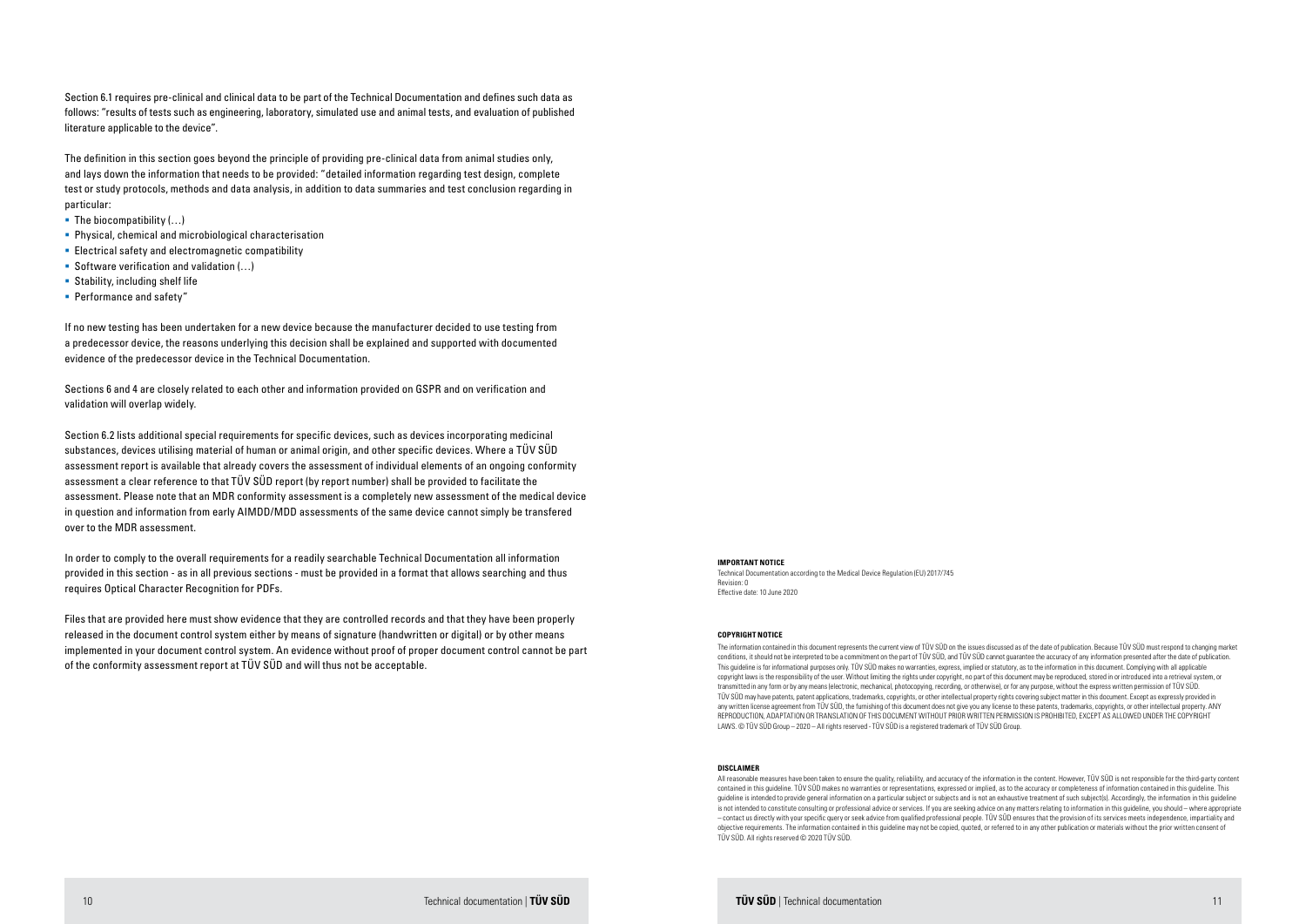Section 6.1 requires pre-clinical and clinical data to be part of the Technical Documentation and defines such data as follows: "results of tests such as engineering, laboratory, simulated use and animal tests, and evaluation of published literature applicable to the device".

The definition in this section goes beyond the principle of providing pre-clinical data from animal studies only, and lays down the information that needs to be provided: "detailed information regarding test design, complete test or study protocols, methods and data analysis, in addition to data summaries and test conclusion regarding in particular:

- The biocompatibility (…)
- Physical, chemical and microbiological characterisation
- Electrical safety and electromagnetic compatibility
- Software verification and validation (…)
- Stability, including shelf life
- Performance and safety"

If no new testing has been undertaken for a new device because the manufacturer decided to use testing from a predecessor device, the reasons underlying this decision shall be explained and supported with documented evidence of the predecessor device in the Technical Documentation.

Sections 6 and 4 are closely related to each other and information provided on GSPR and on verification and validation will overlap widely.

Section 6.2 lists additional special requirements for specific devices, such as devices incorporating medicinal substances, devices utilising material of human or animal origin, and other specific devices. Where a TÜV SÜD assessment report is available that already covers the assessment of individual elements of an ongoing conformity assessment a clear reference to that TÜV SÜD report (by report number) shall be provided to facilitate the assessment. Please note that an MDR conformity assessment is a completely new assessment of the medical device in question and information from early AIMDD/MDD assessments of the same device cannot simply be transfered over to the MDR assessment.

In order to comply to the overall requirements for a readily searchable Technical Documentation all information provided in this section - as in all previous sections - must be provided in a format that allows searching and thus requires Optical Character Recognition for PDFs.

Files that are provided here must show evidence that they are controlled records and that they have been properly released in the document control system either by means of signature (handwritten or digital) or by other means implemented in your document control system. An evidence without proof of proper document control cannot be part of the conformity assessment report at TÜV SÜD and will thus not be acceptable.

**IMPORTANT NOTICE**

Technical Documentation according to the Medical Device Regulation (EU) 2017/745
Revision: 0
Effective date: 10 June 2020

**COPYRIGHT NOTICE**

The information contained in this document represents the current view of TÜV SÜD on the issues discussed as of the date of publication. Because TÜV SÜD must respond to changing market conditions, it should not be interpreted to be a commitment on the part of TÜV SÜD, and TÜV SÜD cannot guarantee the accuracy of any information presented after the date of publication. This guideline is for informational purposes only. TÜV SÜD makes no warranties, express, implied or statutory, as to the information in this document. Complying with all applicable copyright laws is the responsibility of the user. Without limiting the rights under copyright, no part of this document may be reproduced, stored in or introduced into a retrieval system, or transmitted in any form or by any means (electronic, mechanical, photocopying, recording, or otherwise), or for any purpose, without the express written permission of TÜV SÜD. TÜV SÜD may have patents, patent applications, trademarks, copyrights, or other intellectual property rights covering subject matter in this document. Except as expressly provided in any written license agreement from TÜV SÜD, the furnishing of this document does not give you any license to these patents, trademarks, copyrights, or other intellectual property. ANY REPRODUCTION, ADAPTATION OR TRANSLATION OF THIS DOCUMENT WITHOUT PRIOR WRITTEN PERMISSION IS PROHIBITED, EXCEPT AS ALLOWED UNDER THE COPYRIGHT LAWS. © TÜV SÜD Group – 2020 – All rights reserved - TÜV SÜD is a registered trademark of TÜV SÜD Group.

**DISCLAIMER**

All reasonable measures have been taken to ensure the quality, reliability, and accuracy of the information in the content. However, TÜV SÜD is not responsible for the third-party content contained in this guideline. TÜV SÜD makes no warranties or representations, expressed or implied, as to the accuracy or completeness of information contained in this guideline. This guideline is intended to provide general information on a particular subject or subjects and is not an exhaustive treatment of such subject(s). Accordingly, the information in this guideline is not intended to constitute consulting or professional advice or services. If you are seeking advice on any matters relating to information in this guideline, you should – where appropriate – contact us directly with your specific query or seek advice from qualified professional people. TÜV SÜD ensures that the provision of its services meets independence, impartiality and objective requirements. The information contained in this guideline may not be copied, quoted, or referred to in any other publication or materials without the prior written consent of TÜV SÜD. All rights reserved © 2020 TÜV SÜD.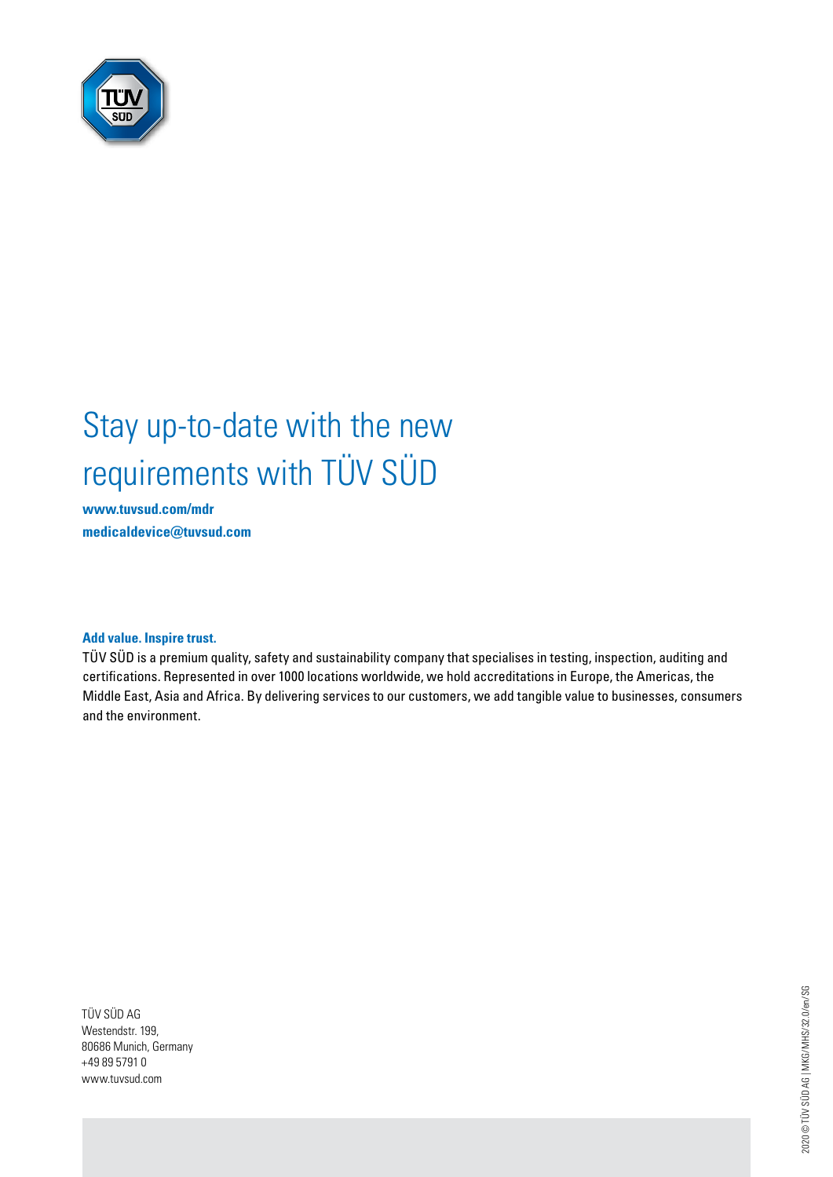# Stay up-to-date with the new requirements with TÜV SÜD

**www.tuvsud.com/mdr**
**medicaldevice@tuvsud.com**

**Add value. Inspire trust.**
TÜV SÜD is a premium quality, safety and sustainability company that specialises in testing, inspection, auditing and certifications. Represented in over 1000 locations worldwide, we hold accreditations in Europe, the Americas, the Middle East, Asia and Africa. By delivering services to our customers, we add tangible value to businesses, consumers and the environment.

TÜV SÜD AG
Westendstr. 199,
80686 Munich, Germany
+49 89 5791 0
www.tuvsud.com

2020 © TÜV SÜD AG | MKG/MHS/32.0/en/SG